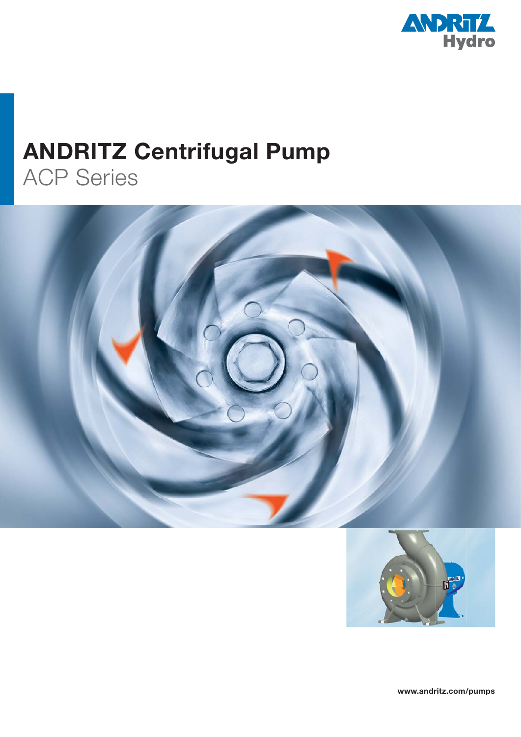# ANDRITZ Centrifugal Pump

## ACP Series

www.andritz.com/pumps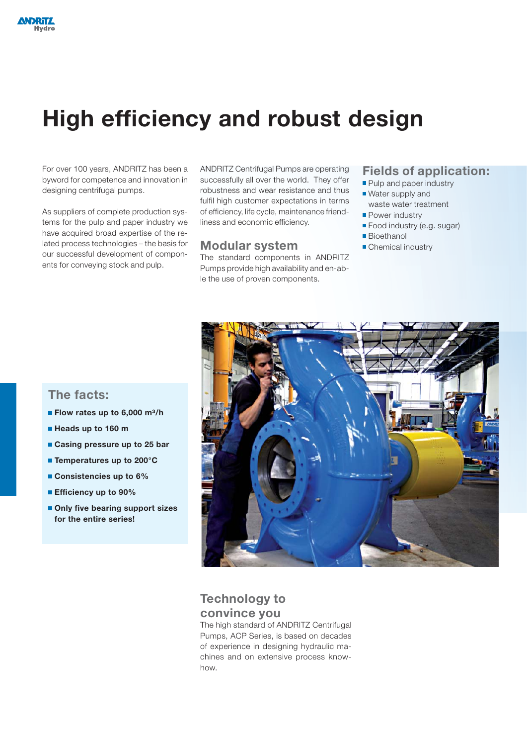# High efficiency and robust design

For over 100 years, ANDRITZ has been a byword for competence and innovation in designing centrifugal pumps.

As suppliers of complete production systems for the pulp and paper industry we have acquired broad expertise of the related process technologies – the basis for our successful development of components for conveying stock and pulp.

ANDRITZ Centrifugal Pumps are operating successfully all over the world. They offer robustness and wear resistance and thus fulfil high customer expectations in terms of efficiency, life cycle, maintenance friendliness and economic efficiency.

## Modular system

The standard components in ANDRITZ Pumps provide high availability and enable the use of proven components.

## Fields of application:

- Pulp and paper industry
- Water supply and waste water treatment
- Power industry
- Food industry (e.g. sugar)
- Bioethanol
- Chemical industry

## The facts:

- **Flow rates up to 6,000 m³/h**
- **Heads up to 160 m**
- **Casing pressure up to 25 bar**
- **Temperatures up to 200°C**
- **Consistencies up to 6%**
- **Efficiency up to 90%**
- **Only five bearing support sizes for the entire series!**

## Technology to convince you

The high standard of ANDRITZ Centrifugal Pumps, ACP Series, is based on decades of experience in designing hydraulic machines and on extensive process know-how.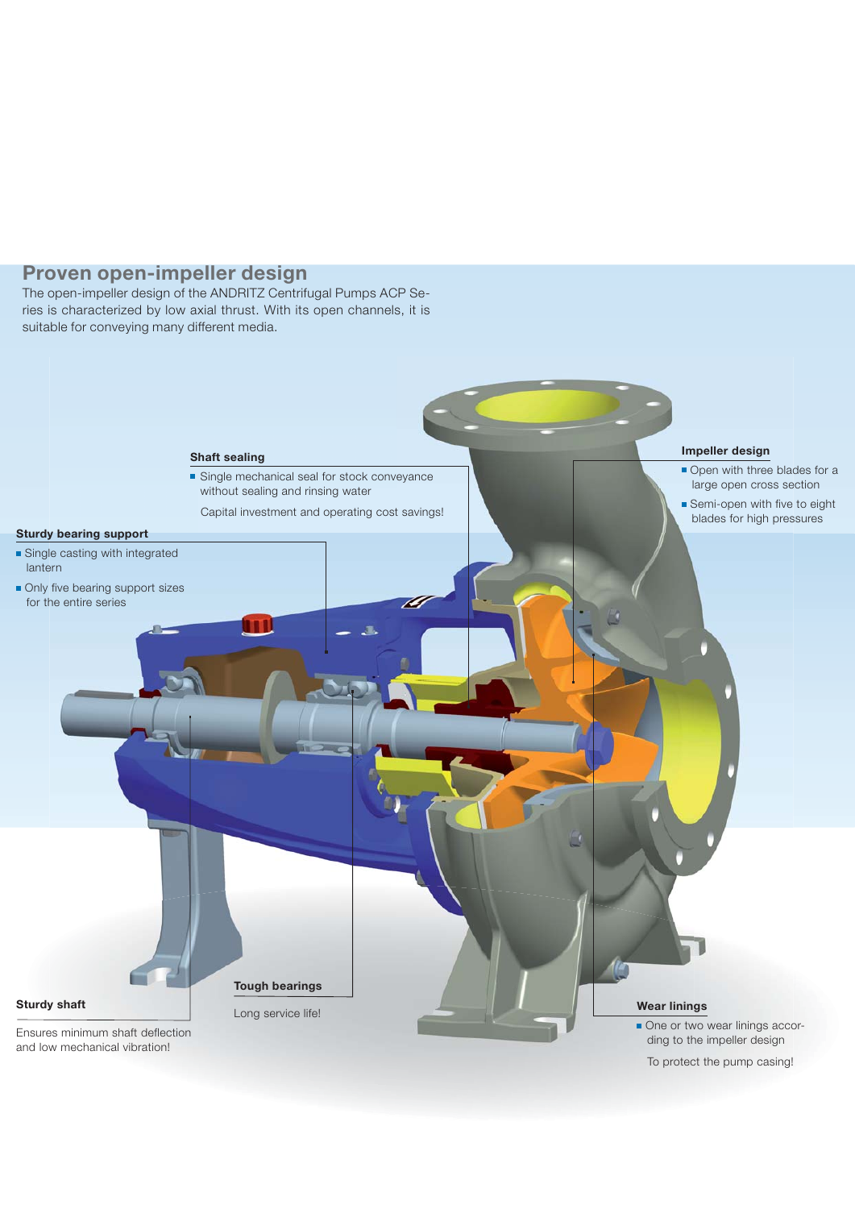## Proven open-impeller design

The open-impeller design of the ANDRITZ Centrifugal Pumps ACP Series is characterized by low axial thrust. With its open channels, it is suitable for conveying many different media.

**Shaft sealing**

- Single mechanical seal for stock conveyance without sealing and rinsing water

Capital investment and operating cost savings!

**Impeller design**

- Open with three blades for a large open cross section
- Semi-open with five to eight blades for high pressures

**Sturdy bearing support**

- Single casting with integrated lantern
- Only five bearing support sizes for the entire series

**Sturdy shaft**

Ensures minimum shaft deflection and low mechanical vibration!

**Tough bearings**

Long service life!

**Wear linings**

- One or two wear linings according to the impeller design

To protect the pump casing!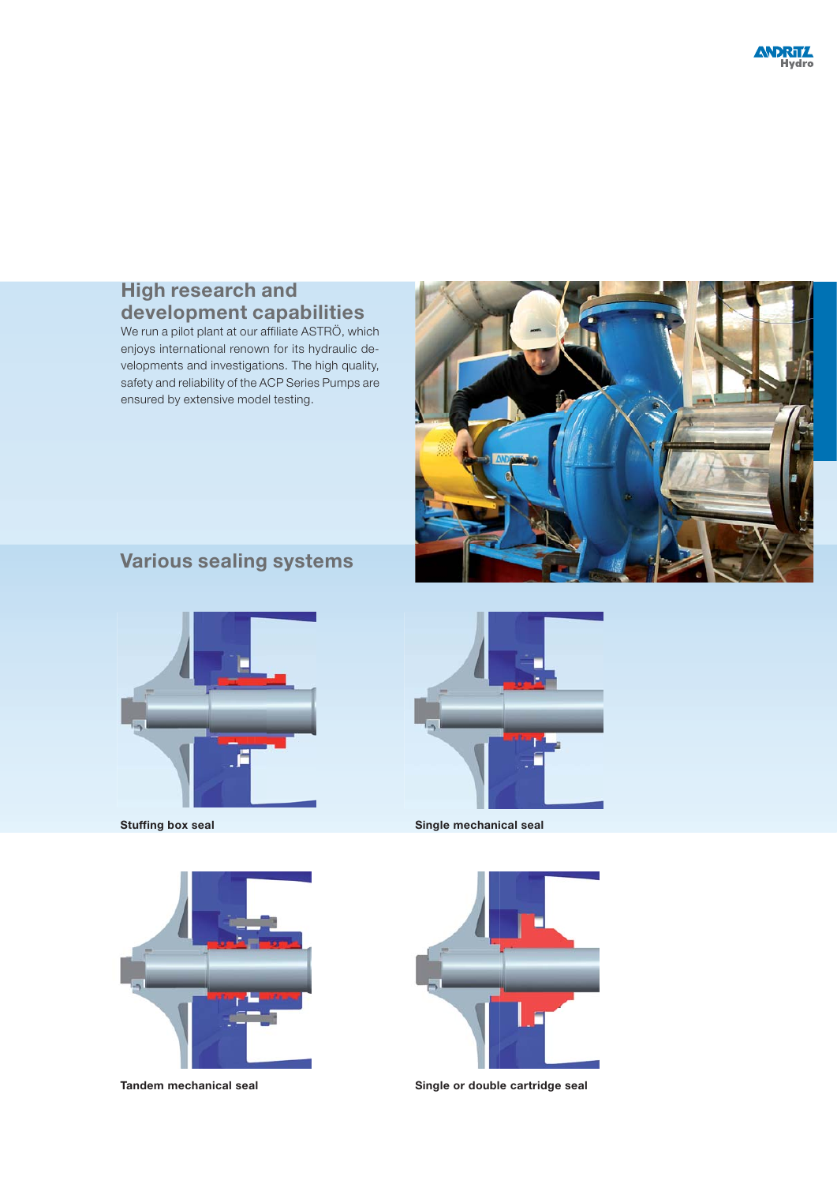## High research and development capabilities

We run a pilot plant at our affiliate ASTRÖ, which enjoys international renown for its hydraulic developments and investigations. The high quality, safety and reliability of the ACP Series Pumps are ensured by extensive model testing.

## Various sealing systems

**Stuffing box seal**

**Single mechanical seal**

**Tandem mechanical seal**

**Single or double cartridge seal**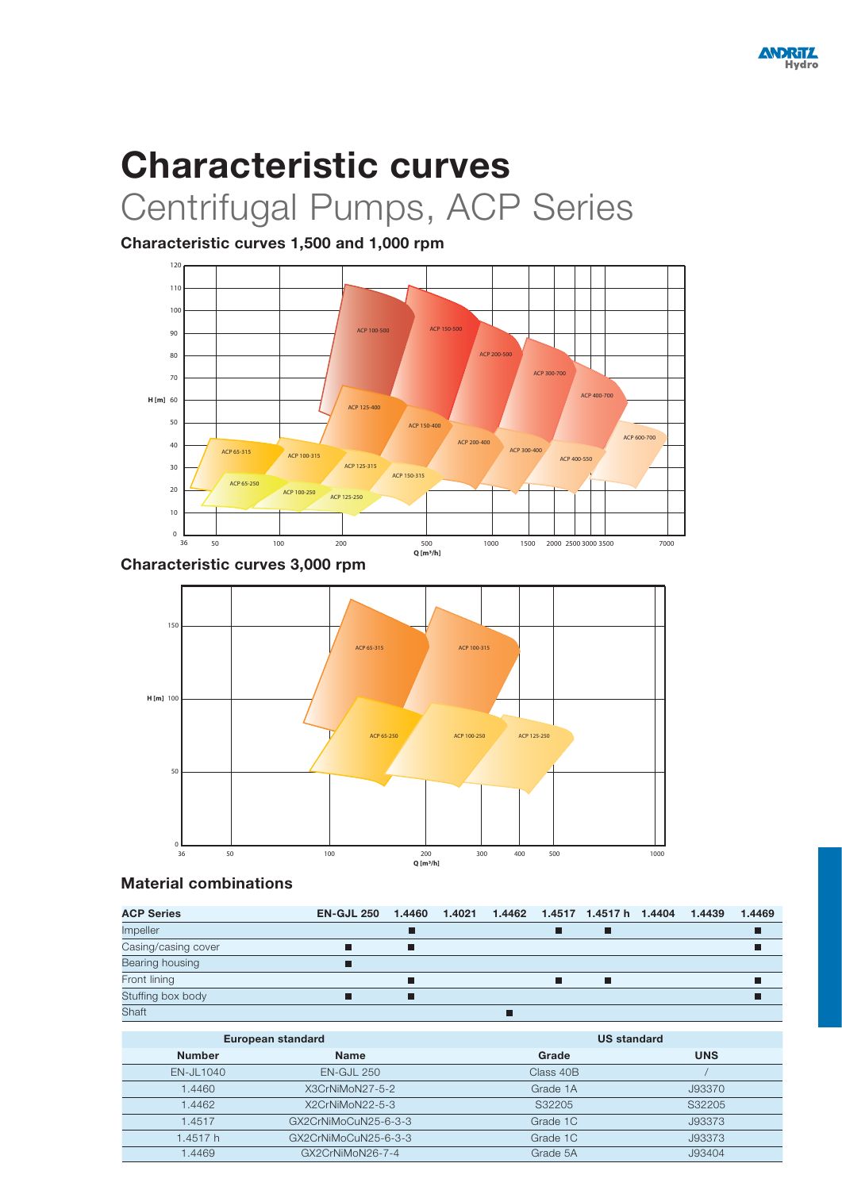# Characteristic curves

## Centrifugal Pumps, ACP Series

### Characteristic curves 1,500 and 1,000 rpm

### Characteristic curves 3,000 rpm

### Material combinations

| ACP Series | EN-GJL 250 | 1.4460 | 1.4021 | 1.4462 | 1.4517 | 1.4517 h | 1.4404 | 1.4439 | 1.4469 |
|---|---|---|---|---|---|---|---|---|---|
| Impeller | | ■ | | | ■ | ■ | | | ■ |
| Casing/casing cover | ■ | ■ | | | | | | | ■ |
| Bearing housing | ■ | | | | | | | | |
| Front lining | | ■ | | | ■ | ■ | | | ■ |
| Stuffing box body | ■ | ■ | | | | | | | ■ |
| Shaft | | | | ■ | | | | | |

| European standard | | US standard | |
|---|---|---|---|
| Number | Name | Grade | UNS |
| EN-JL1040 | EN-GJL 250 | Class 40B | / |
| 1.4460 | X3CrNiMoN27-5-2 | Grade 1A | J93370 |
| 1.4462 | X2CrNiMoN22-5-3 | S32205 | S32205 |
| 1.4517 | GX2CrNiMoCuN25-6-3-3 | Grade 1C | J93373 |
| 1.4517 h | GX2CrNiMoCuN25-6-3-3 | Grade 1C | J93373 |
| 1.4469 | GX2CrNiMoN26-7-4 | Grade 5A | J93404 |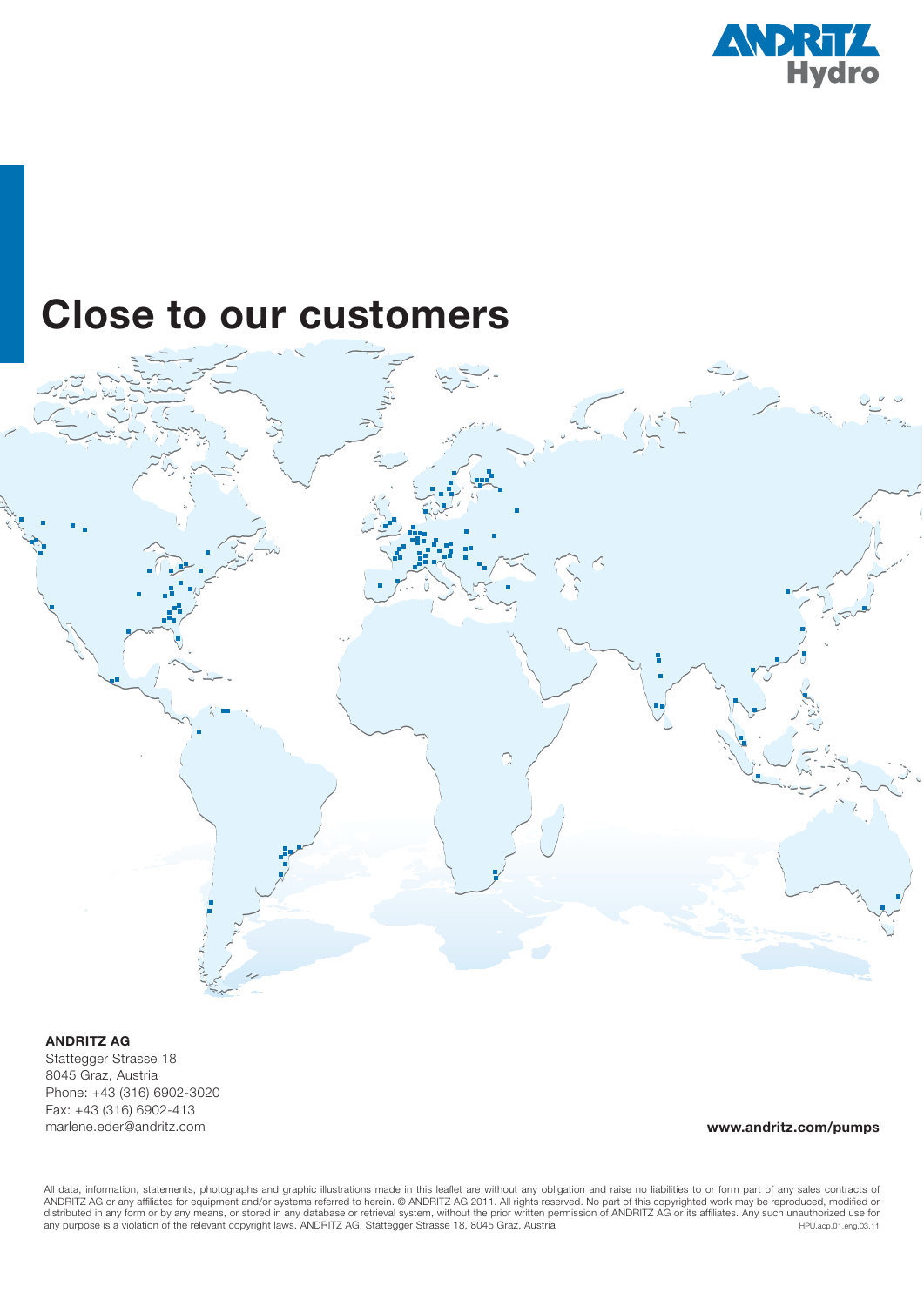# Close to our customers

**ANDRITZ AG**
Stattegger Strasse 18
8045 Graz, Austria
Phone: +43 (316) 6902-3020
Fax: +43 (316) 6902-413
marlene.eder@andritz.com

**www.andritz.com/pumps**

All data, information, statements, photographs and graphic illustrations made in this leaflet are without any obligation and raise no liabilities to or form part of any sales contracts of ANDRITZ AG or any affiliates for equipment and/or systems referred to herein. © ANDRITZ AG 2011. All rights reserved. No part of this copyrighted work may be reproduced, modified or distributed in any form or by any means, or stored in any database or retrieval system, without the prior written permission of ANDRITZ AG or its affiliates. Any such unauthorized use for any purpose is a violation of the relevant copyright laws. ANDRITZ AG, Stattegger Strasse 18, 8045 Graz, Austria HPU.acp.01.eng.03.11